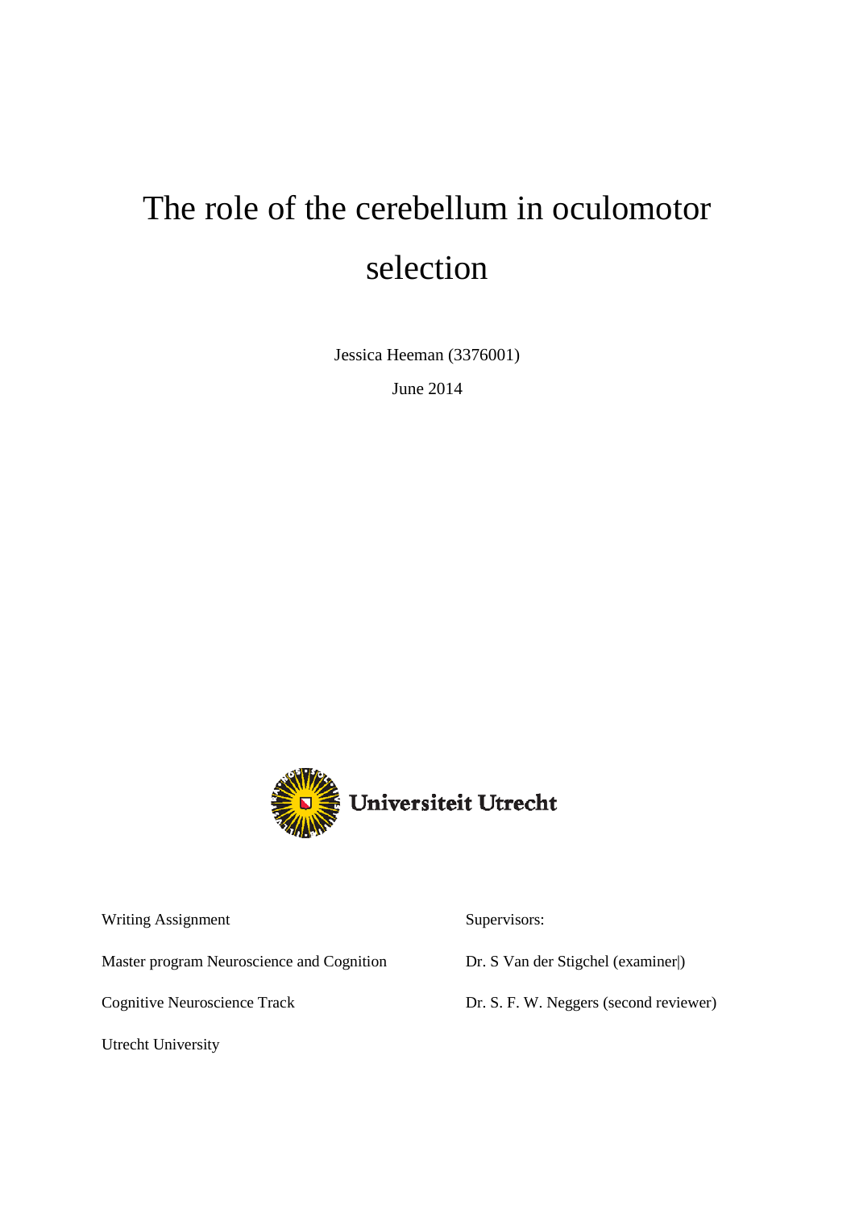# The role of the cerebellum in oculomotor selection

Jessica Heeman (3376001)

June 2014

Universiteit Utrecht

Writing Assignment

Master program Neuroscience and Cognition

Cognitive Neuroscience Track

Utrecht University

Supervisors:

Dr. S Van der Stigchel (examiner|)

Dr. S. F. W. Neggers (second reviewer)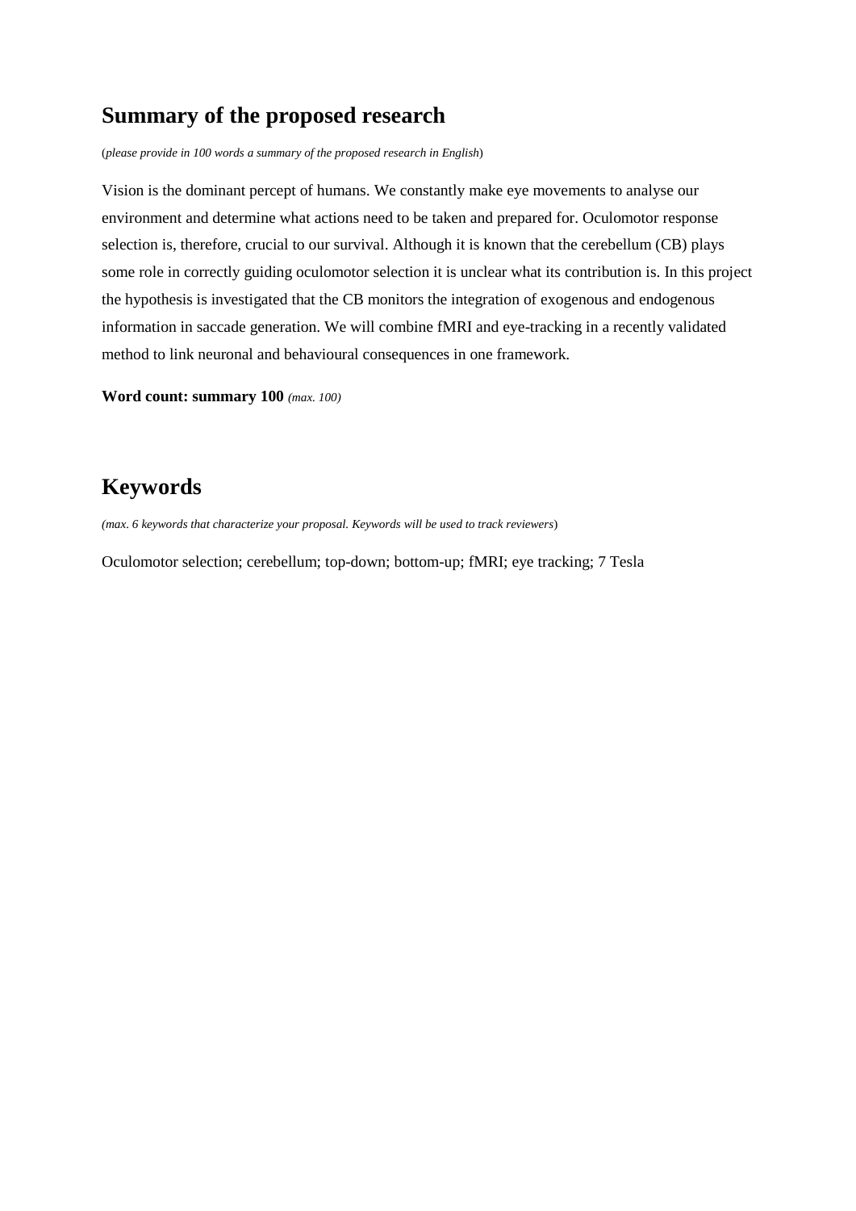## Summary of the proposed research

(*please provide in 100 words a summary of the proposed research in English*)

Vision is the dominant percept of humans. We constantly make eye movements to analyse our environment and determine what actions need to be taken and prepared for. Oculomotor response selection is, therefore, crucial to our survival. Although it is known that the cerebellum (CB) plays some role in correctly guiding oculomotor selection it is unclear what its contribution is. In this project the hypothesis is investigated that the CB monitors the integration of exogenous and endogenous information in saccade generation. We will combine fMRI and eye-tracking in a recently validated method to link neuronal and behavioural consequences in one framework.

**Word count: summary 100** *(max. 100)*

## Keywords

*(max. 6 keywords that characterize your proposal. Keywords will be used to track reviewers*)

Oculomotor selection; cerebellum; top-down; bottom-up; fMRI; eye tracking; 7 Tesla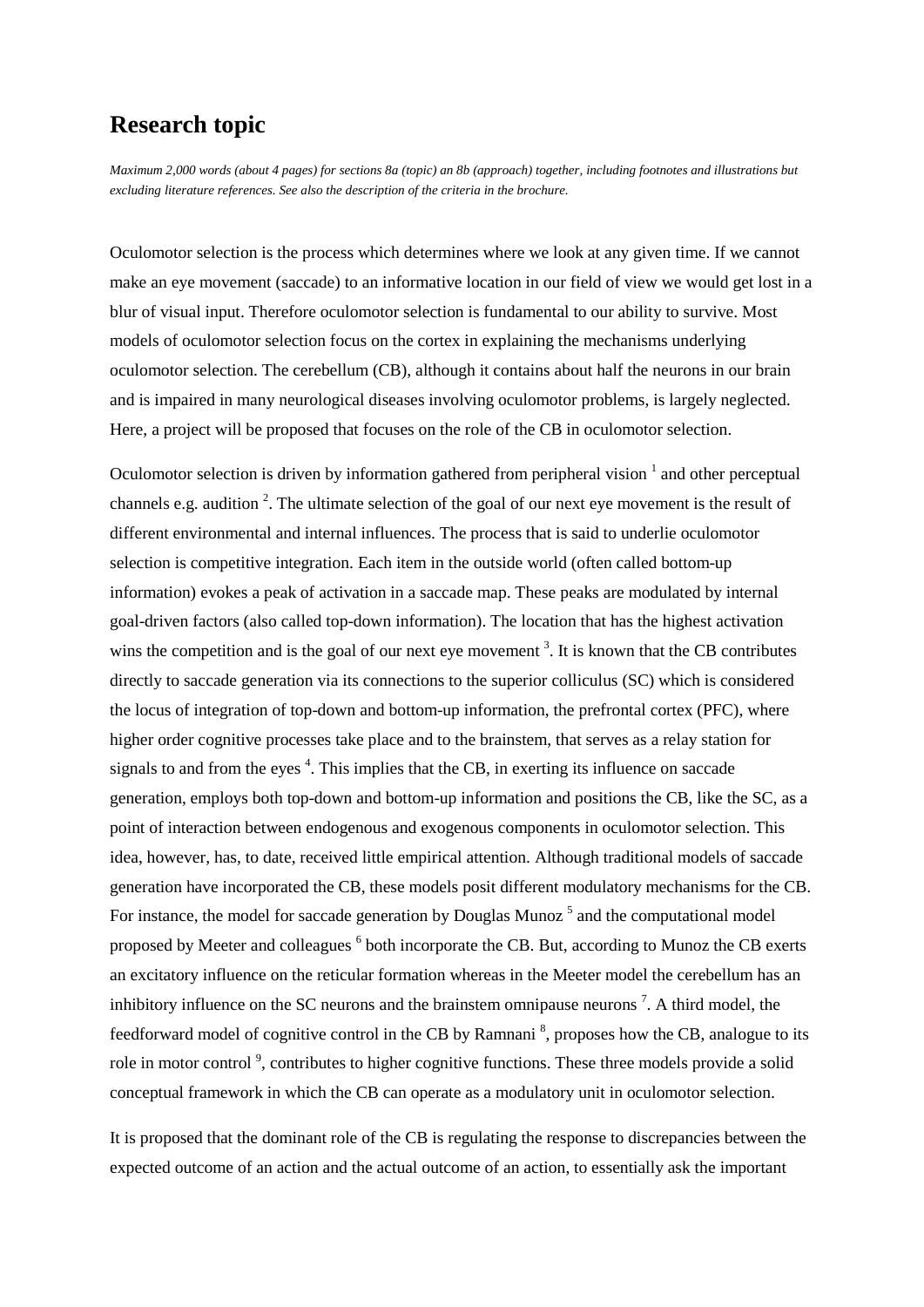# Research topic

*Maximum 2,000 words (about 4 pages) for sections 8a (topic) an 8b (approach) together, including footnotes and illustrations but excluding literature references. See also the description of the criteria in the brochure.*

Oculomotor selection is the process which determines where we look at any given time. If we cannot make an eye movement (saccade) to an informative location in our field of view we would get lost in a blur of visual input. Therefore oculomotor selection is fundamental to our ability to survive. Most models of oculomotor selection focus on the cortex in explaining the mechanisms underlying oculomotor selection. The cerebellum (CB), although it contains about half the neurons in our brain and is impaired in many neurological diseases involving oculomotor problems, is largely neglected. Here, a project will be proposed that focuses on the role of the CB in oculomotor selection.

Oculomotor selection is driven by information gathered from peripheral vision [1] and other perceptual channels e.g. audition [2]. The ultimate selection of the goal of our next eye movement is the result of different environmental and internal influences. The process that is said to underlie oculomotor selection is competitive integration. Each item in the outside world (often called bottom-up information) evokes a peak of activation in a saccade map. These peaks are modulated by internal goal-driven factors (also called top-down information). The location that has the highest activation wins the competition and is the goal of our next eye movement [3]. It is known that the CB contributes directly to saccade generation via its connections to the superior colliculus (SC) which is considered the locus of integration of top-down and bottom-up information, the prefrontal cortex (PFC), where higher order cognitive processes take place and to the brainstem, that serves as a relay station for signals to and from the eyes [4]. This implies that the CB, in exerting its influence on saccade generation, employs both top-down and bottom-up information and positions the CB, like the SC, as a point of interaction between endogenous and exogenous components in oculomotor selection. This idea, however, has, to date, received little empirical attention. Although traditional models of saccade generation have incorporated the CB, these models posit different modulatory mechanisms for the CB. For instance, the model for saccade generation by Douglas Munoz [5] and the computational model proposed by Meeter and colleagues [6] both incorporate the CB. But, according to Munoz the CB exerts an excitatory influence on the reticular formation whereas in the Meeter model the cerebellum has an inhibitory influence on the SC neurons and the brainstem omnipause neurons [7]. A third model, the feedforward model of cognitive control in the CB by Ramnani [8], proposes how the CB, analogue to its role in motor control [9], contributes to higher cognitive functions. These three models provide a solid conceptual framework in which the CB can operate as a modulatory unit in oculomotor selection.

It is proposed that the dominant role of the CB is regulating the response to discrepancies between the expected outcome of an action and the actual outcome of an action, to essentially ask the important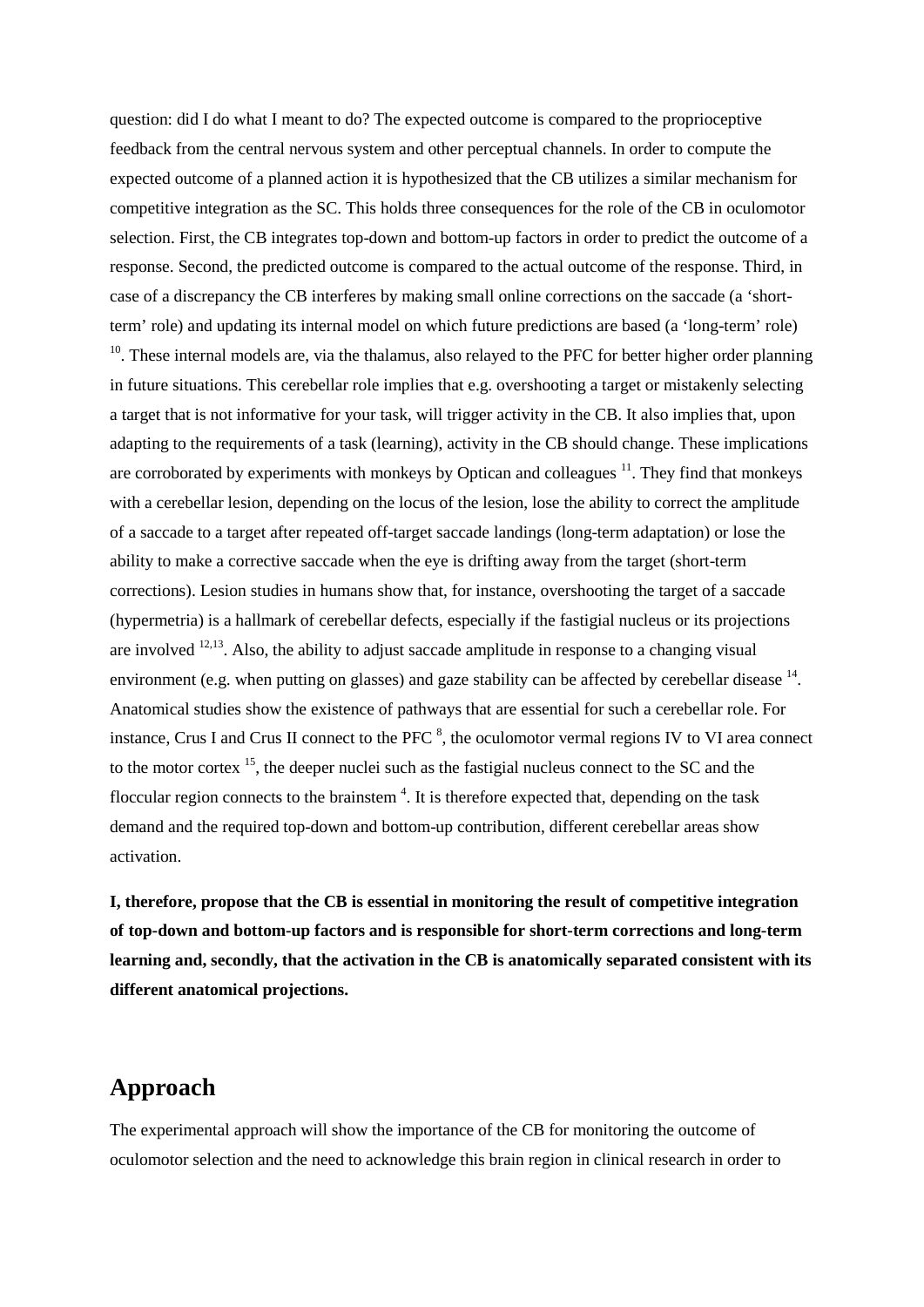question: did I do what I meant to do? The expected outcome is compared to the proprioceptive feedback from the central nervous system and other perceptual channels. In order to compute the expected outcome of a planned action it is hypothesized that the CB utilizes a similar mechanism for competitive integration as the SC. This holds three consequences for the role of the CB in oculomotor selection. First, the CB integrates top-down and bottom-up factors in order to predict the outcome of a response. Second, the predicted outcome is compared to the actual outcome of the response. Third, in case of a discrepancy the CB interferes by making small online corrections on the saccade (a 'short-term' role) and updating its internal model on which future predictions are based (a 'long-term' role) [10]. These internal models are, via the thalamus, also relayed to the PFC for better higher order planning in future situations. This cerebellar role implies that e.g. overshooting a target or mistakenly selecting a target that is not informative for your task, will trigger activity in the CB. It also implies that, upon adapting to the requirements of a task (learning), activity in the CB should change. These implications are corroborated by experiments with monkeys by Optican and colleagues [11]. They find that monkeys with a cerebellar lesion, depending on the locus of the lesion, lose the ability to correct the amplitude of a saccade to a target after repeated off-target saccade landings (long-term adaptation) or lose the ability to make a corrective saccade when the eye is drifting away from the target (short-term corrections). Lesion studies in humans show that, for instance, overshooting the target of a saccade (hypermetria) is a hallmark of cerebellar defects, especially if the fastigial nucleus or its projections are involved [12,13]. Also, the ability to adjust saccade amplitude in response to a changing visual environment (e.g. when putting on glasses) and gaze stability can be affected by cerebellar disease [14]. Anatomical studies show the existence of pathways that are essential for such a cerebellar role. For instance, Crus I and Crus II connect to the PFC [8], the oculomotor vermal regions IV to VI area connect to the motor cortex [15], the deeper nuclei such as the fastigial nucleus connect to the SC and the floccular region connects to the brainstem [4]. It is therefore expected that, depending on the task demand and the required top-down and bottom-up contribution, different cerebellar areas show activation.

**I, therefore, propose that the CB is essential in monitoring the result of competitive integration of top-down and bottom-up factors and is responsible for short-term corrections and long-term learning and, secondly, that the activation in the CB is anatomically separated consistent with its different anatomical projections.**

## Approach

The experimental approach will show the importance of the CB for monitoring the outcome of oculomotor selection and the need to acknowledge this brain region in clinical research in order to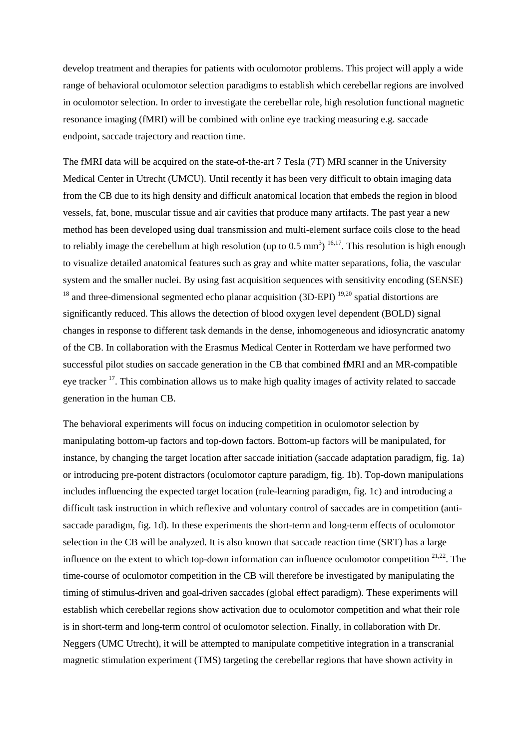develop treatment and therapies for patients with oculomotor problems. This project will apply a wide range of behavioral oculomotor selection paradigms to establish which cerebellar regions are involved in oculomotor selection. In order to investigate the cerebellar role, high resolution functional magnetic resonance imaging (fMRI) will be combined with online eye tracking measuring e.g. saccade endpoint, saccade trajectory and reaction time.

The fMRI data will be acquired on the state-of-the-art 7 Tesla (7T) MRI scanner in the University Medical Center in Utrecht (UMCU). Until recently it has been very difficult to obtain imaging data from the CB due to its high density and difficult anatomical location that embeds the region in blood vessels, fat, bone, muscular tissue and air cavities that produce many artifacts. The past year a new method has been developed using dual transmission and multi-element surface coils close to the head to reliably image the cerebellum at high resolution (up to 0.5 $mm^3$) [16,17]. This resolution is high enough to visualize detailed anatomical features such as gray and white matter separations, folia, the vascular system and the smaller nuclei. By using fast acquisition sequences with sensitivity encoding (SENSE) [18] and three-dimensional segmented echo planar acquisition (3D-EPI) [19,20] spatial distortions are significantly reduced. This allows the detection of blood oxygen level dependent (BOLD) signal changes in response to different task demands in the dense, inhomogeneous and idiosyncratic anatomy of the CB. In collaboration with the Erasmus Medical Center in Rotterdam we have performed two successful pilot studies on saccade generation in the CB that combined fMRI and an MR-compatible eye tracker [17]. This combination allows us to make high quality images of activity related to saccade generation in the human CB.

The behavioral experiments will focus on inducing competition in oculomotor selection by manipulating bottom-up factors and top-down factors. Bottom-up factors will be manipulated, for instance, by changing the target location after saccade initiation (saccade adaptation paradigm, fig. 1a) or introducing pre-potent distractors (oculomotor capture paradigm, fig. 1b). Top-down manipulations includes influencing the expected target location (rule-learning paradigm, fig. 1c) and introducing a difficult task instruction in which reflexive and voluntary control of saccades are in competition (anti-saccade paradigm, fig. 1d). In these experiments the short-term and long-term effects of oculomotor selection in the CB will be analyzed. It is also known that saccade reaction time (SRT) has a large influence on the extent to which top-down information can influence oculomotor competition [21,22]. The time-course of oculomotor competition in the CB will therefore be investigated by manipulating the timing of stimulus-driven and goal-driven saccades (global effect paradigm). These experiments will establish which cerebellar regions show activation due to oculomotor competition and what their role is in short-term and long-term control of oculomotor selection. Finally, in collaboration with Dr. Neggers (UMC Utrecht), it will be attempted to manipulate competitive integration in a transcranial magnetic stimulation experiment (TMS) targeting the cerebellar regions that have shown activity in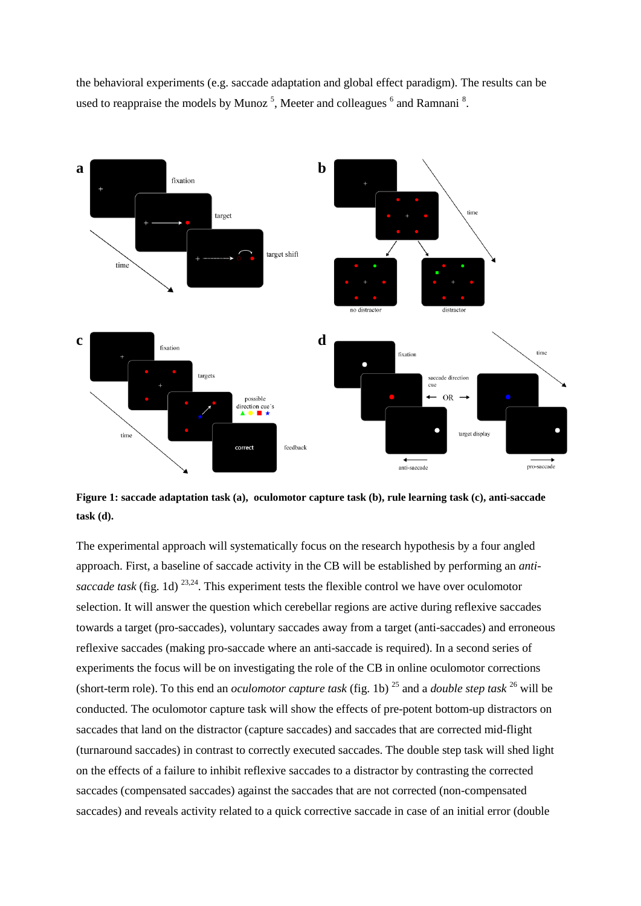the behavioral experiments (e.g. saccade adaptation and global effect paradigm). The results can be used to reappraise the models by Munoz [5], Meeter and colleagues [6] and Ramnani [8].

**Figure 1: saccade adaptation task (a), oculomotor capture task (b), rule learning task (c), anti-saccade task (d).**

The experimental approach will systematically focus on the research hypothesis by a four angled approach. First, a baseline of saccade activity in the CB will be established by performing an *anti-saccade task* (fig. 1d) [23,24]. This experiment tests the flexible control we have over oculomotor selection. It will answer the question which cerebellar regions are active during reflexive saccades towards a target (pro-saccades), voluntary saccades away from a target (anti-saccades) and erroneous reflexive saccades (making pro-saccade where an anti-saccade is required). In a second series of experiments the focus will be on investigating the role of the CB in online oculomotor corrections (short-term role). To this end an *oculomotor capture task* (fig. 1b) [25] and a *double step task* [26] will be conducted. The oculomotor capture task will show the effects of pre-potent bottom-up distractors on saccades that land on the distractor (capture saccades) and saccades that are corrected mid-flight (turnaround saccades) in contrast to correctly executed saccades. The double step task will shed light on the effects of a failure to inhibit reflexive saccades to a distractor by contrasting the corrected saccades (compensated saccades) against the saccades that are not corrected (non-compensated saccades) and reveals activity related to a quick corrective saccade in case of an initial error (double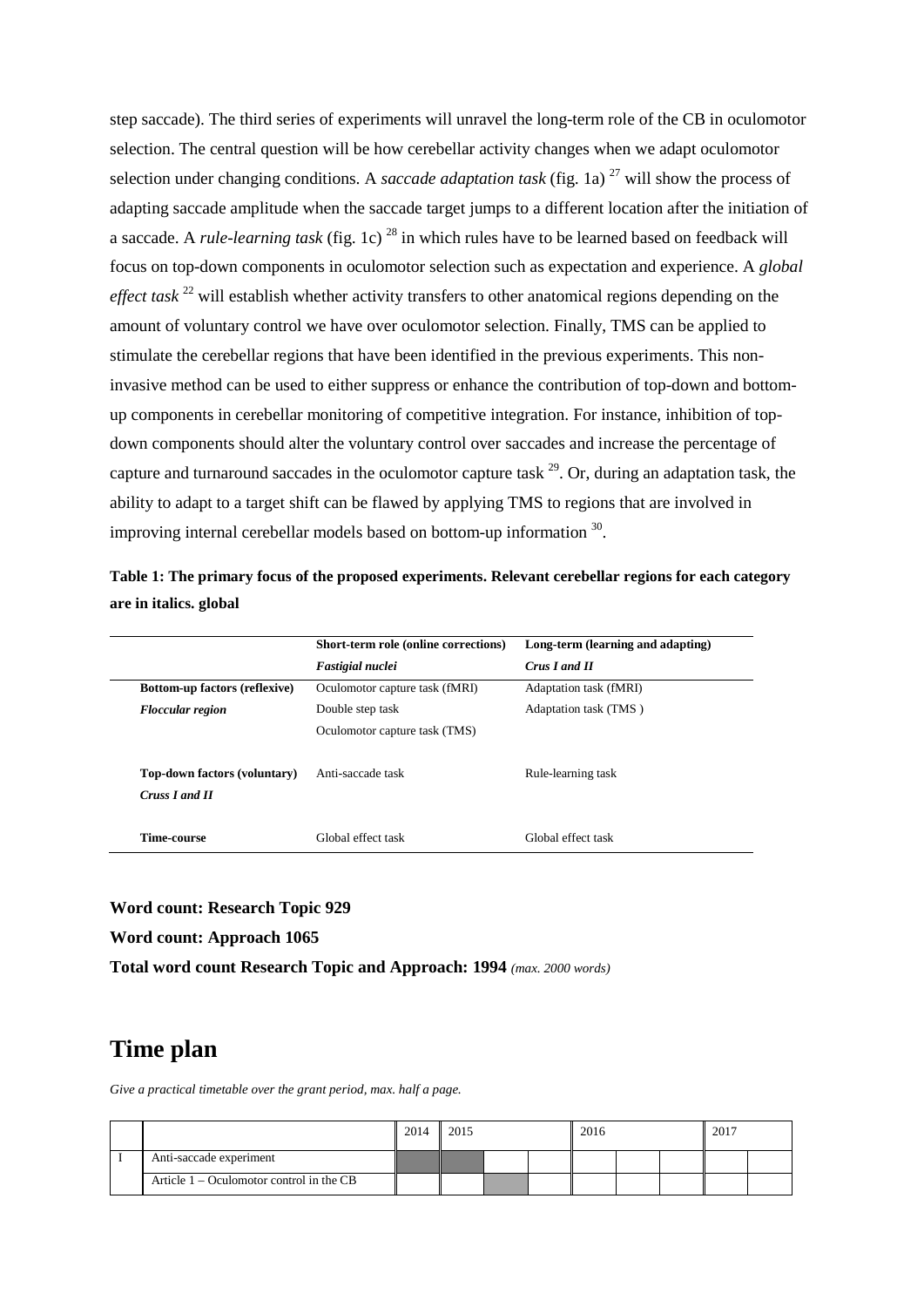step saccade). The third series of experiments will unravel the long-term role of the CB in oculomotor selection. The central question will be how cerebellar activity changes when we adapt oculomotor selection under changing conditions. A *saccade adaptation task* (fig. 1a) [27] will show the process of adapting saccade amplitude when the saccade target jumps to a different location after the initiation of a saccade. A *rule-learning task* (fig. 1c) [28] in which rules have to be learned based on feedback will focus on top-down components in oculomotor selection such as expectation and experience. A *global effect task* [22] will establish whether activity transfers to other anatomical regions depending on the amount of voluntary control we have over oculomotor selection. Finally, TMS can be applied to stimulate the cerebellar regions that have been identified in the previous experiments. This non-invasive method can be used to either suppress or enhance the contribution of top-down and bottom-up components in cerebellar monitoring of competitive integration. For instance, inhibition of top-down components should alter the voluntary control over saccades and increase the percentage of capture and turnaround saccades in the oculomotor capture task [29]. Or, during an adaptation task, the ability to adapt to a target shift can be flawed by applying TMS to regions that are involved in improving internal cerebellar models based on bottom-up information [30].

**Table 1: The primary focus of the proposed experiments. Relevant cerebellar regions for each category are in italics. global**

| | **Short-term role (online corrections)**<br>***Fastigial nuclei*** | **Long-term (learning and adapting)**<br>***Crus I and II*** |
|---|---|---|
| **Bottom-up factors (reflexive)**<br>***Floccular region*** | Oculomotor capture task (fMRI)<br>Double step task<br>Oculomotor capture task (TMS) | Adaptation task (fMRI)<br>Adaptation task (TMS ) |
| **Top-down factors (voluntary)**<br>***Cruss I and II*** | Anti-saccade task | Rule-learning task |
| **Time-course** | Global effect task | Global effect task |

**Word count: Research Topic 929**

**Word count: Approach 1065**

**Total word count Research Topic and Approach: 1994** *(max. 2000 words)*

# Time plan

*Give a practical timetable over the grant period, max. half a page.*

| | | 2014 | 2015 | | | 2016 | | | | 2017 | |
|---|---|---|---|---|---|---|---|---|---|---|---|
| I | Anti-saccade experiment | ■ | ■ | | | | | | | | |
| | Article 1 – Oculomotor control in the CB | | | ■ | | | | | | | |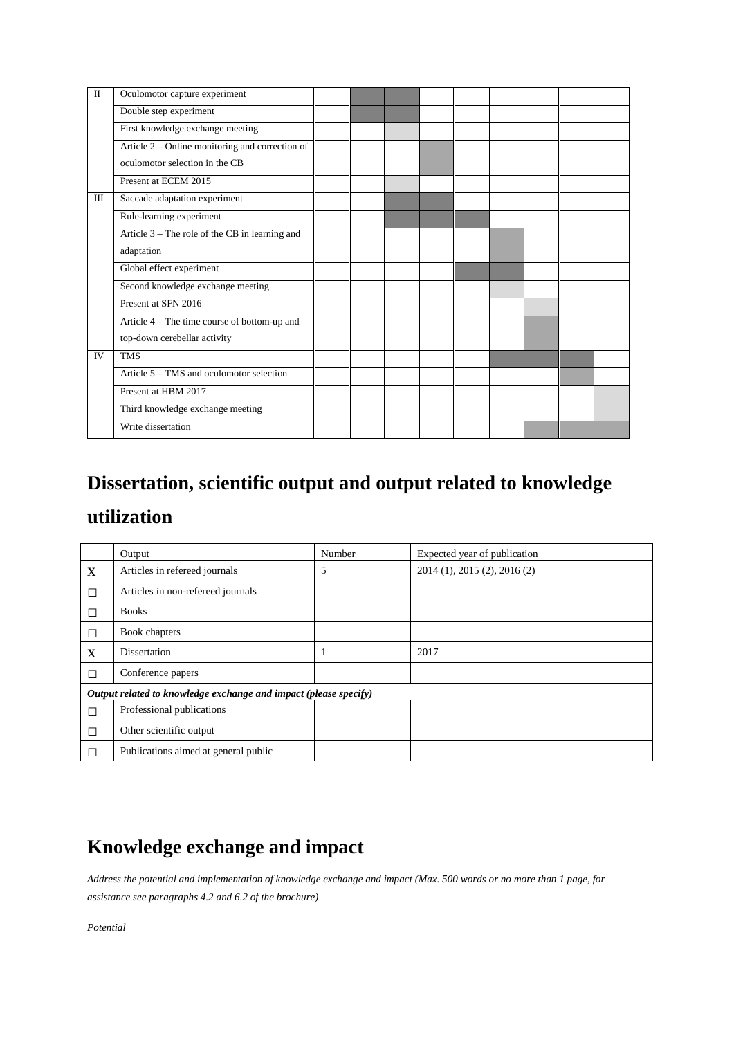| II | Oculomotor capture experiment | | | | | | | | | |
|---|---|---|---|---|---|---|---|---|---|---|
| | Double step experiment | | | | | | | | | |
| | First knowledge exchange meeting | | | | | | | | | |
| | Article 2 – Online monitoring and correction of oculomotor selection in the CB | | | | | | | | | |
| | Present at ECEM 2015 | | | | | | | | | |
| III | Saccade adaptation experiment | | | | | | | | | |
| | Rule-learning experiment | | | | | | | | | |
| | Article 3 – The role of the CB in learning and adaptation | | | | | | | | | |
| | Global effect experiment | | | | | | | | | |
| | Second knowledge exchange meeting | | | | | | | | | |
| | Present at SFN 2016 | | | | | | | | | |
| | Article 4 – The time course of bottom-up and top-down cerebellar activity | | | | | | | | | |
| IV | TMS | | | | | | | | | |
| | Article 5 – TMS and oculomotor selection | | | | | | | | | |
| | Present at HBM 2017 | | | | | | | | | |
| | Third knowledge exchange meeting | | | | | | | | | |
| | Write dissertation | | | | | | | | | |

# Dissertation, scientific output and output related to knowledge utilization

| | Output | Number | Expected year of publication |
|---|---|---|---|
| X | Articles in refereed journals | 5 | 2014 (1), 2015 (2), 2016 (2) |
| ☐ | Articles in non-refereed journals | | |
| ☐ | Books | | |
| ☐ | Book chapters | | |
| X | Dissertation | 1 | 2017 |
| ☐ | Conference papers | | |
| ***Output related to knowledge exchange and impact (please specify)*** | | | |
| ☐ | Professional publications | | |
| ☐ | Other scientific output | | |
| ☐ | Publications aimed at general public | | |

# Knowledge exchange and impact

*Address the potential and implementation of knowledge exchange and impact (Max. 500 words or no more than 1 page, for assistance see paragraphs 4.2 and 6.2 of the brochure)*

*Potential*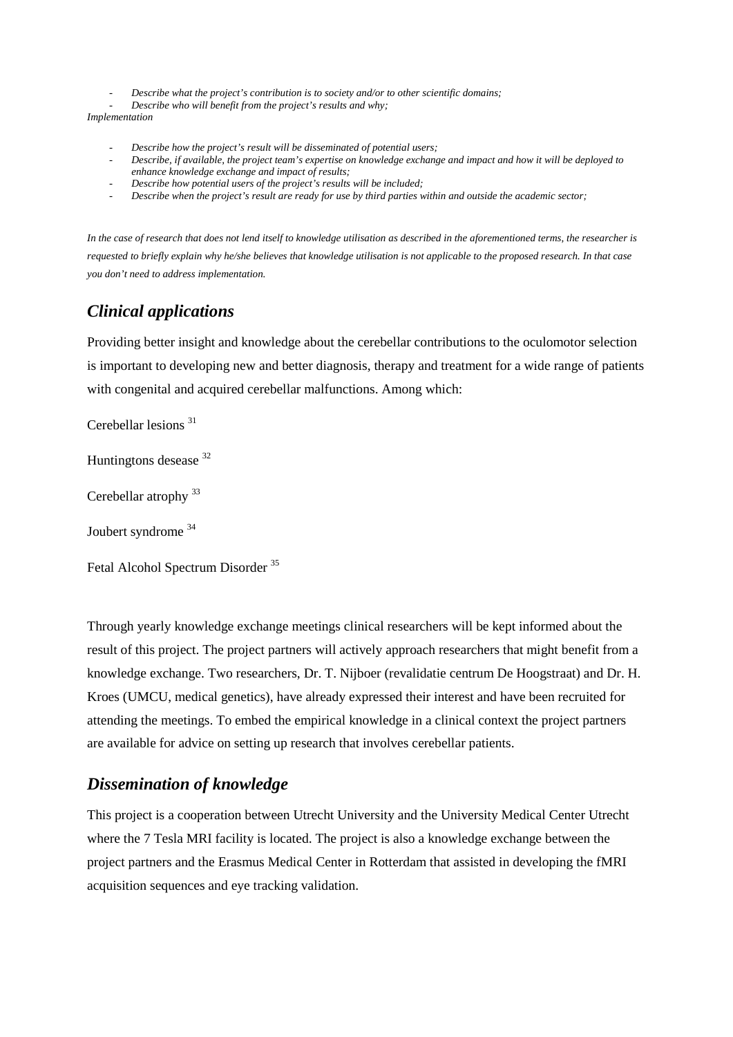- *Describe what the project's contribution is to society and/or to other scientific domains;*
- *Describe who will benefit from the project's results and why;*

*Implementation*

- *Describe how the project's result will be disseminated of potential users;*
- *Describe, if available, the project team's expertise on knowledge exchange and impact and how it will be deployed to enhance knowledge exchange and impact of results;*
- *Describe how potential users of the project's results will be included;*
- *Describe when the project's result are ready for use by third parties within and outside the academic sector;*

*In the case of research that does not lend itself to knowledge utilisation as described in the aforementioned terms, the researcher is requested to briefly explain why he/she believes that knowledge utilisation is not applicable to the proposed research. In that case you don't need to address implementation.*

## *Clinical applications*

Providing better insight and knowledge about the cerebellar contributions to the oculomotor selection is important to developing new and better diagnosis, therapy and treatment for a wide range of patients with congenital and acquired cerebellar malfunctions. Among which:

Cerebellar lesions [31]

Huntingtons desease [32]

Cerebellar atrophy [33]

Joubert syndrome [34]

Fetal Alcohol Spectrum Disorder [35]

Through yearly knowledge exchange meetings clinical researchers will be kept informed about the result of this project. The project partners will actively approach researchers that might benefit from a knowledge exchange. Two researchers, Dr. T. Nijboer (revalidatie centrum De Hoogstraat) and Dr. H. Kroes (UMCU, medical genetics), have already expressed their interest and have been recruited for attending the meetings. To embed the empirical knowledge in a clinical context the project partners are available for advice on setting up research that involves cerebellar patients.

## *Dissemination of knowledge*

This project is a cooperation between Utrecht University and the University Medical Center Utrecht where the 7 Tesla MRI facility is located. The project is also a knowledge exchange between the project partners and the Erasmus Medical Center in Rotterdam that assisted in developing the fMRI acquisition sequences and eye tracking validation.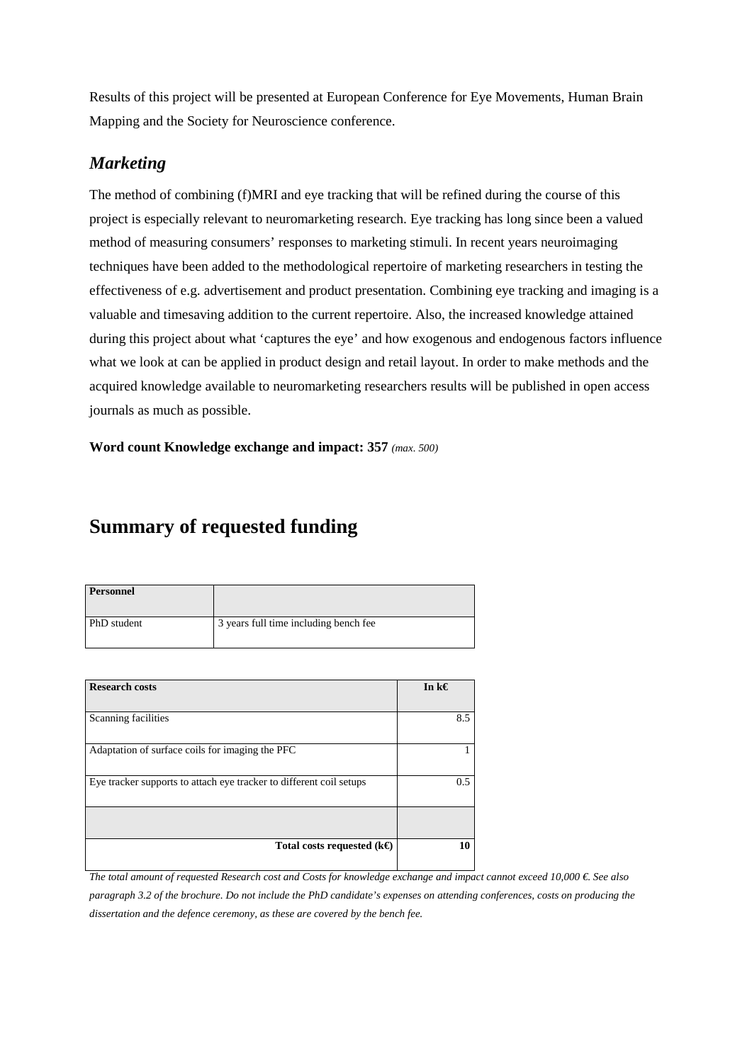Results of this project will be presented at European Conference for Eye Movements, Human Brain Mapping and the Society for Neuroscience conference.

### *Marketing*

The method of combining (f)MRI and eye tracking that will be refined during the course of this project is especially relevant to neuromarketing research. Eye tracking has long since been a valued method of measuring consumers' responses to marketing stimuli. In recent years neuroimaging techniques have been added to the methodological repertoire of marketing researchers in testing the effectiveness of e.g. advertisement and product presentation. Combining eye tracking and imaging is a valuable and timesaving addition to the current repertoire. Also, the increased knowledge attained during this project about what 'captures the eye' and how exogenous and endogenous factors influence what we look at can be applied in product design and retail layout. In order to make methods and the acquired knowledge available to neuromarketing researchers results will be published in open access journals as much as possible.

**Word count Knowledge exchange and impact: 357** *(max. 500)*

# Summary of requested funding

| **Personnel** | |
|---|---|
| PhD student | 3 years full time including bench fee |

| **Research costs** | **In k€** |
|---|---|
| Scanning facilities | 8.5 |
| Adaptation of surface coils for imaging the PFC | 1 |
| Eye tracker supports to attach eye tracker to different coil setups | 0.5 |
| | |
| **Total costs requested (k€)** | **10** |

*The total amount of requested Research cost and Costs for knowledge exchange and impact cannot exceed 10,000 €. See also paragraph 3.2 of the brochure. Do not include the PhD candidate's expenses on attending conferences, costs on producing the dissertation and the defence ceremony, as these are covered by the bench fee.*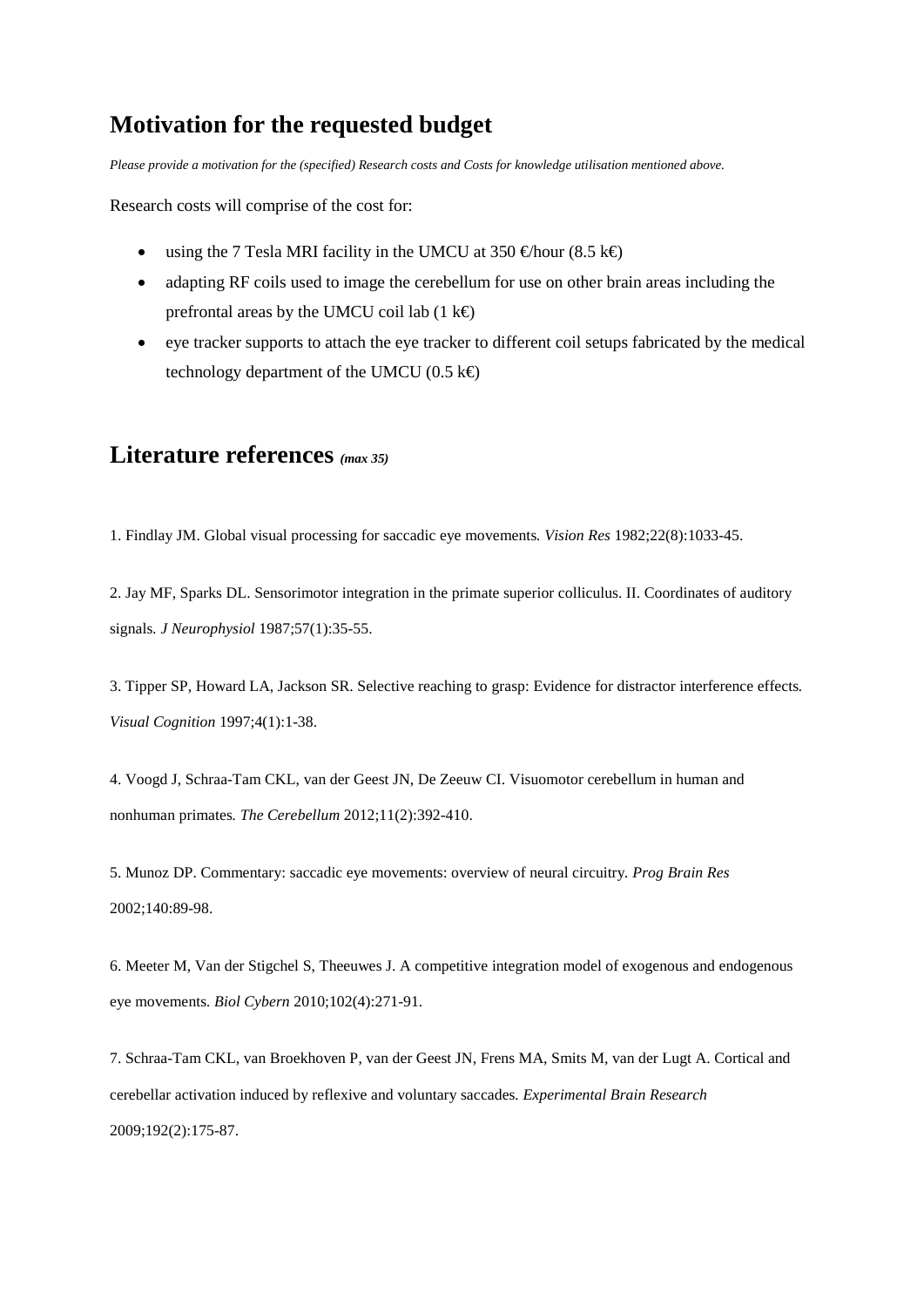## Motivation for the requested budget

*Please provide a motivation for the (specified) Research costs and Costs for knowledge utilisation mentioned above.*

Research costs will comprise of the cost for:

- using the 7 Tesla MRI facility in the UMCU at 350 €/hour (8.5 k€)
- adapting RF coils used to image the cerebellum for use on other brain areas including the prefrontal areas by the UMCU coil lab (1 k€)
- eye tracker supports to attach the eye tracker to different coil setups fabricated by the medical technology department of the UMCU (0.5 k€)

## Literature references *(max 35)*

1. Findlay JM. Global visual processing for saccadic eye movements. *Vision Res* 1982;22(8):1033-45.

2. Jay MF, Sparks DL. Sensorimotor integration in the primate superior colliculus. II. Coordinates of auditory signals. *J Neurophysiol* 1987;57(1):35-55.

3. Tipper SP, Howard LA, Jackson SR. Selective reaching to grasp: Evidence for distractor interference effects. *Visual Cognition* 1997;4(1):1-38.

4. Voogd J, Schraa-Tam CKL, van der Geest JN, De Zeeuw CI. Visuomotor cerebellum in human and nonhuman primates. *The Cerebellum* 2012;11(2):392-410.

5. Munoz DP. Commentary: saccadic eye movements: overview of neural circuitry. *Prog Brain Res* 2002;140:89-98.

6. Meeter M, Van der Stigchel S, Theeuwes J. A competitive integration model of exogenous and endogenous eye movements. *Biol Cybern* 2010;102(4):271-91.

7. Schraa-Tam CKL, van Broekhoven P, van der Geest JN, Frens MA, Smits M, van der Lugt A. Cortical and cerebellar activation induced by reflexive and voluntary saccades. *Experimental Brain Research* 2009;192(2):175-87.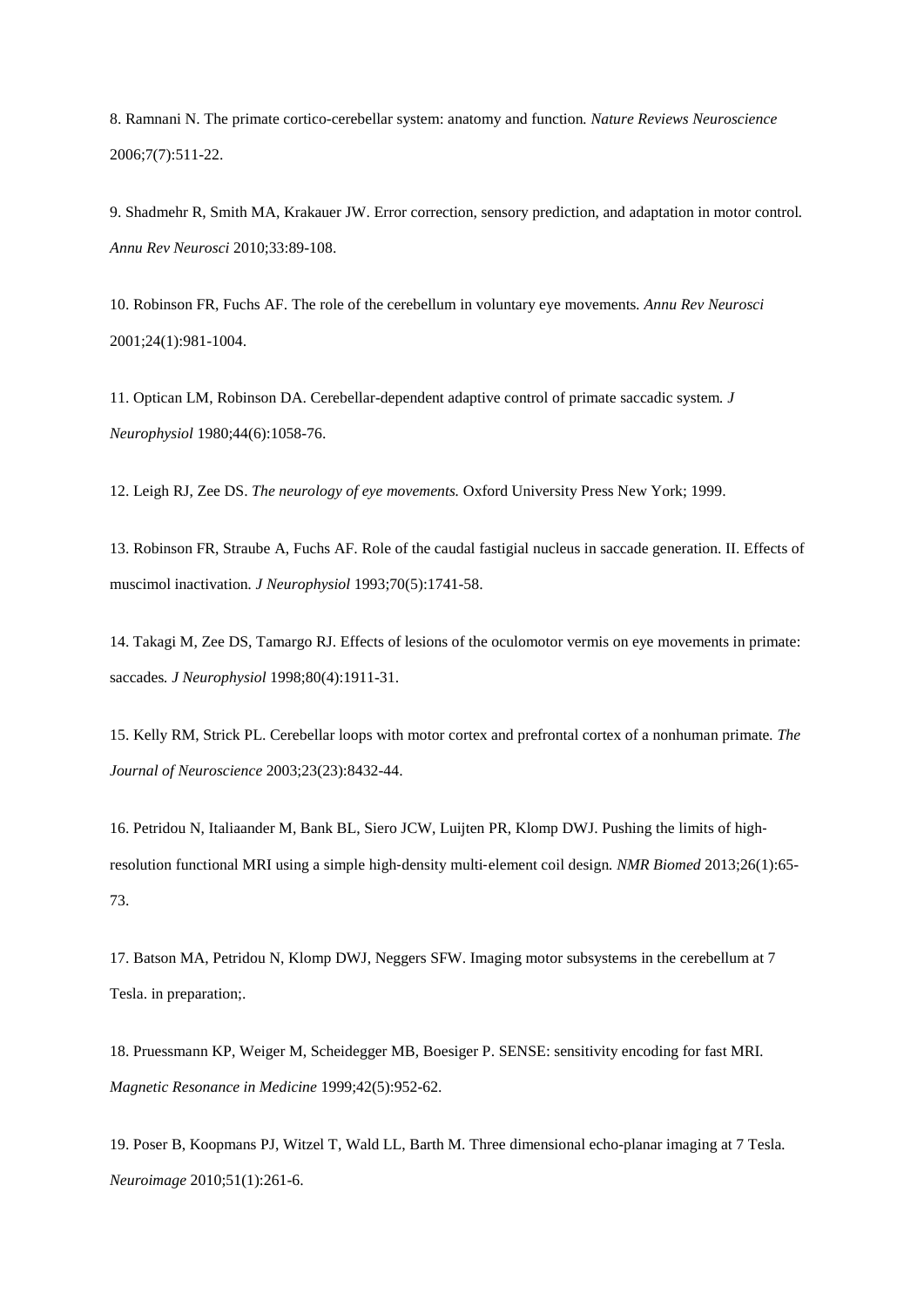8. Ramnani N. The primate cortico-cerebellar system: anatomy and function. *Nature Reviews Neuroscience* 2006;7(7):511-22.

9. Shadmehr R, Smith MA, Krakauer JW. Error correction, sensory prediction, and adaptation in motor control. *Annu Rev Neurosci* 2010;33:89-108.

10. Robinson FR, Fuchs AF. The role of the cerebellum in voluntary eye movements. *Annu Rev Neurosci* 2001;24(1):981-1004.

11. Optican LM, Robinson DA. Cerebellar-dependent adaptive control of primate saccadic system. *J Neurophysiol* 1980;44(6):1058-76.

12. Leigh RJ, Zee DS. *The neurology of eye movements.* Oxford University Press New York; 1999.

13. Robinson FR, Straube A, Fuchs AF. Role of the caudal fastigial nucleus in saccade generation. II. Effects of muscimol inactivation. *J Neurophysiol* 1993;70(5):1741-58.

14. Takagi M, Zee DS, Tamargo RJ. Effects of lesions of the oculomotor vermis on eye movements in primate: saccades. *J Neurophysiol* 1998;80(4):1911-31.

15. Kelly RM, Strick PL. Cerebellar loops with motor cortex and prefrontal cortex of a nonhuman primate. *The Journal of Neuroscience* 2003;23(23):8432-44.

16. Petridou N, Italiaander M, Bank BL, Siero JCW, Luijten PR, Klomp DWJ. Pushing the limits of high-resolution functional MRI using a simple high-density multi-element coil design. *NMR Biomed* 2013;26(1):65-73.

17. Batson MA, Petridou N, Klomp DWJ, Neggers SFW. Imaging motor subsystems in the cerebellum at 7 Tesla. in preparation;.

18. Pruessmann KP, Weiger M, Scheidegger MB, Boesiger P. SENSE: sensitivity encoding for fast MRI. *Magnetic Resonance in Medicine* 1999;42(5):952-62.

19. Poser B, Koopmans PJ, Witzel T, Wald LL, Barth M. Three dimensional echo-planar imaging at 7 Tesla. *Neuroimage* 2010;51(1):261-6.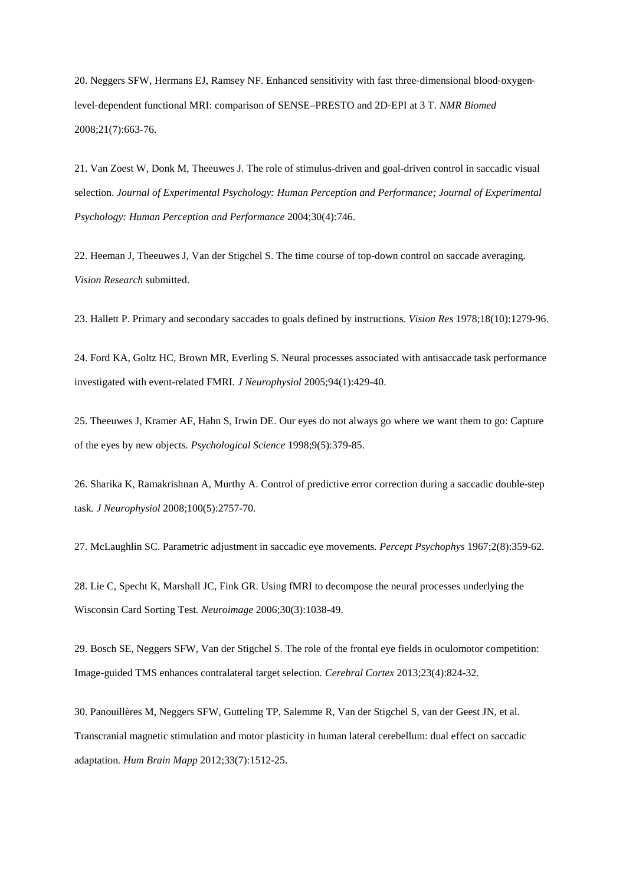20. Neggers SFW, Hermans EJ, Ramsey NF. Enhanced sensitivity with fast three-dimensional blood-oxygen-level-dependent functional MRI: comparison of SENSE–PRESTO and 2D-EPI at 3 T. *NMR Biomed* 2008;21(7):663-76.

21. Van Zoest W, Donk M, Theeuwes J. The role of stimulus-driven and goal-driven control in saccadic visual selection. *Journal of Experimental Psychology: Human Perception and Performance; Journal of Experimental Psychology: Human Perception and Performance* 2004;30(4):746.

22. Heeman J, Theeuwes J, Van der Stigchel S. The time course of top-down control on saccade averaging. *Vision Research* submitted.

23. Hallett P. Primary and secondary saccades to goals defined by instructions. *Vision Res* 1978;18(10):1279-96.

24. Ford KA, Goltz HC, Brown MR, Everling S. Neural processes associated with antisaccade task performance investigated with event-related FMRI. *J Neurophysiol* 2005;94(1):429-40.

25. Theeuwes J, Kramer AF, Hahn S, Irwin DE. Our eyes do not always go where we want them to go: Capture of the eyes by new objects. *Psychological Science* 1998;9(5):379-85.

26. Sharika K, Ramakrishnan A, Murthy A. Control of predictive error correction during a saccadic double-step task. *J Neurophysiol* 2008;100(5):2757-70.

27. McLaughlin SC. Parametric adjustment in saccadic eye movements. *Percept Psychophys* 1967;2(8):359-62.

28. Lie C, Specht K, Marshall JC, Fink GR. Using fMRI to decompose the neural processes underlying the Wisconsin Card Sorting Test. *Neuroimage* 2006;30(3):1038-49.

29. Bosch SE, Neggers SFW, Van der Stigchel S. The role of the frontal eye fields in oculomotor competition: Image-guided TMS enhances contralateral target selection. *Cerebral Cortex* 2013;23(4):824-32.

30. Panouillères M, Neggers SFW, Gutteling TP, Salemme R, Van der Stigchel S, van der Geest JN, et al. Transcranial magnetic stimulation and motor plasticity in human lateral cerebellum: dual effect on saccadic adaptation. *Hum Brain Mapp* 2012;33(7):1512-25.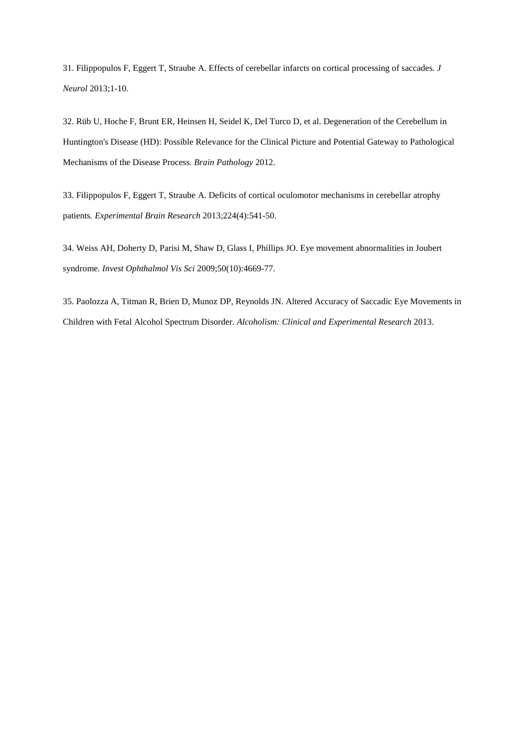31. Filippopulos F, Eggert T, Straube A. Effects of cerebellar infarcts on cortical processing of saccades. *J Neurol* 2013;1-10.

32. Rüb U, Hoche F, Brunt ER, Heinsen H, Seidel K, Del Turco D, et al. Degeneration of the Cerebellum in Huntington's Disease (HD): Possible Relevance for the Clinical Picture and Potential Gateway to Pathological Mechanisms of the Disease Process. *Brain Pathology* 2012.

33. Filippopulos F, Eggert T, Straube A. Deficits of cortical oculomotor mechanisms in cerebellar atrophy patients. *Experimental Brain Research* 2013;224(4):541-50.

34. Weiss AH, Doherty D, Parisi M, Shaw D, Glass I, Phillips JO. Eye movement abnormalities in Joubert syndrome. *Invest Ophthalmol Vis Sci* 2009;50(10):4669-77.

35. Paolozza A, Titman R, Brien D, Munoz DP, Reynolds JN. Altered Accuracy of Saccadic Eye Movements in Children with Fetal Alcohol Spectrum Disorder. *Alcoholism: Clinical and Experimental Research* 2013.